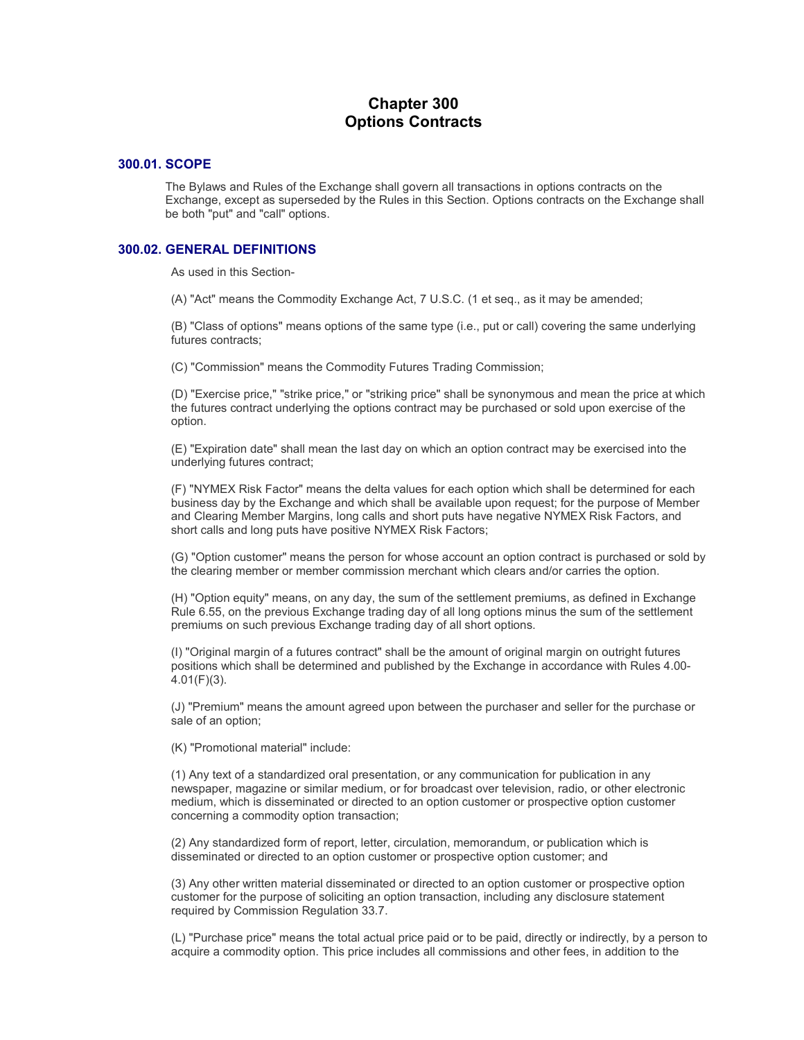# Chapter 300
# Options Contracts

## 300.01. SCOPE

The Bylaws and Rules of the Exchange shall govern all transactions in options contracts on the Exchange, except as superseded by the Rules in this Section. Options contracts on the Exchange shall be both "put" and "call" options.

## 300.02. GENERAL DEFINITIONS

As used in this Section-

(A) "Act" means the Commodity Exchange Act, 7 U.S.C. (1 et seq., as it may be amended;

(B) "Class of options" means options of the same type (i.e., put or call) covering the same underlying futures contracts;

(C) "Commission" means the Commodity Futures Trading Commission;

(D) "Exercise price," "strike price," or "striking price" shall be synonymous and mean the price at which the futures contract underlying the options contract may be purchased or sold upon exercise of the option.

(E) "Expiration date" shall mean the last day on which an option contract may be exercised into the underlying futures contract;

(F) "NYMEX Risk Factor" means the delta values for each option which shall be determined for each business day by the Exchange and which shall be available upon request; for the purpose of Member and Clearing Member Margins, long calls and short puts have negative NYMEX Risk Factors, and short calls and long puts have positive NYMEX Risk Factors;

(G) "Option customer" means the person for whose account an option contract is purchased or sold by the clearing member or member commission merchant which clears and/or carries the option.

(H) "Option equity" means, on any day, the sum of the settlement premiums, as defined in Exchange Rule 6.55, on the previous Exchange trading day of all long options minus the sum of the settlement premiums on such previous Exchange trading day of all short options.

(I) "Original margin of a futures contract" shall be the amount of original margin on outright futures positions which shall be determined and published by the Exchange in accordance with Rules 4.00-4.01(F)(3).

(J) "Premium" means the amount agreed upon between the purchaser and seller for the purchase or sale of an option;

(K) "Promotional material" include:

(1) Any text of a standardized oral presentation, or any communication for publication in any newspaper, magazine or similar medium, or for broadcast over television, radio, or other electronic medium, which is disseminated or directed to an option customer or prospective option customer concerning a commodity option transaction;

(2) Any standardized form of report, letter, circulation, memorandum, or publication which is disseminated or directed to an option customer or prospective option customer; and

(3) Any other written material disseminated or directed to an option customer or prospective option customer for the purpose of soliciting an option transaction, including any disclosure statement required by Commission Regulation 33.7.

(L) "Purchase price" means the total actual price paid or to be paid, directly or indirectly, by a person to acquire a commodity option. This price includes all commissions and other fees, in addition to the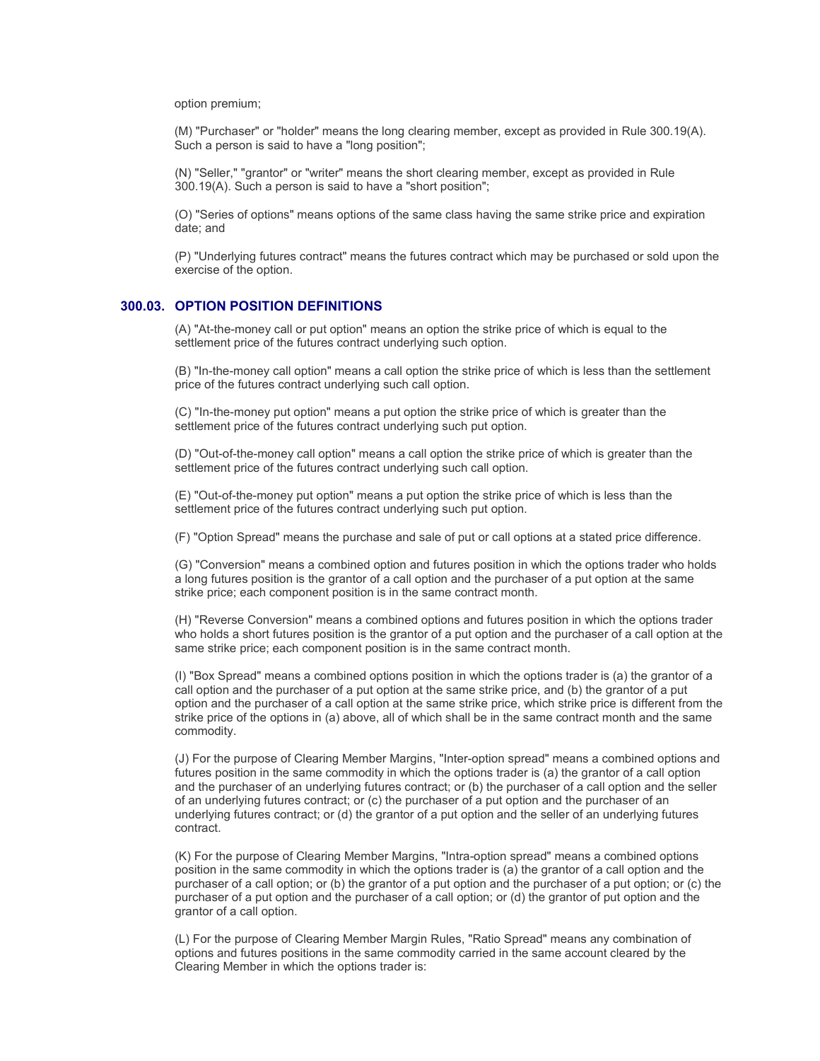option premium;

(M) "Purchaser" or "holder" means the long clearing member, except as provided in Rule 300.19(A). Such a person is said to have a "long position";

(N) "Seller," "grantor" or "writer" means the short clearing member, except as provided in Rule 300.19(A). Such a person is said to have a "short position";

(O) "Series of options" means options of the same class having the same strike price and expiration date; and

(P) "Underlying futures contract" means the futures contract which may be purchased or sold upon the exercise of the option.

## 300.03. OPTION POSITION DEFINITIONS

(A) "At-the-money call or put option" means an option the strike price of which is equal to the settlement price of the futures contract underlying such option.

(B) "In-the-money call option" means a call option the strike price of which is less than the settlement price of the futures contract underlying such call option.

(C) "In-the-money put option" means a put option the strike price of which is greater than the settlement price of the futures contract underlying such put option.

(D) "Out-of-the-money call option" means a call option the strike price of which is greater than the settlement price of the futures contract underlying such call option.

(E) "Out-of-the-money put option" means a put option the strike price of which is less than the settlement price of the futures contract underlying such put option.

(F) "Option Spread" means the purchase and sale of put or call options at a stated price difference.

(G) "Conversion" means a combined option and futures position in which the options trader who holds a long futures position is the grantor of a call option and the purchaser of a put option at the same strike price; each component position is in the same contract month.

(H) "Reverse Conversion" means a combined options and futures position in which the options trader who holds a short futures position is the grantor of a put option and the purchaser of a call option at the same strike price; each component position is in the same contract month.

(I) "Box Spread" means a combined options position in which the options trader is (a) the grantor of a call option and the purchaser of a put option at the same strike price, and (b) the grantor of a put option and the purchaser of a call option at the same strike price, which strike price is different from the strike price of the options in (a) above, all of which shall be in the same contract month and the same commodity.

(J) For the purpose of Clearing Member Margins, "Inter-option spread" means a combined options and futures position in the same commodity in which the options trader is (a) the grantor of a call option and the purchaser of an underlying futures contract; or (b) the purchaser of a call option and the seller of an underlying futures contract; or (c) the purchaser of a put option and the purchaser of an underlying futures contract; or (d) the grantor of a put option and the seller of an underlying futures contract.

(K) For the purpose of Clearing Member Margins, "Intra-option spread" means a combined options position in the same commodity in which the options trader is (a) the grantor of a call option and the purchaser of a call option; or (b) the grantor of a put option and the purchaser of a put option; or (c) the purchaser of a put option and the purchaser of a call option; or (d) the grantor of put option and the grantor of a call option.

(L) For the purpose of Clearing Member Margin Rules, "Ratio Spread" means any combination of options and futures positions in the same commodity carried in the same account cleared by the Clearing Member in which the options trader is: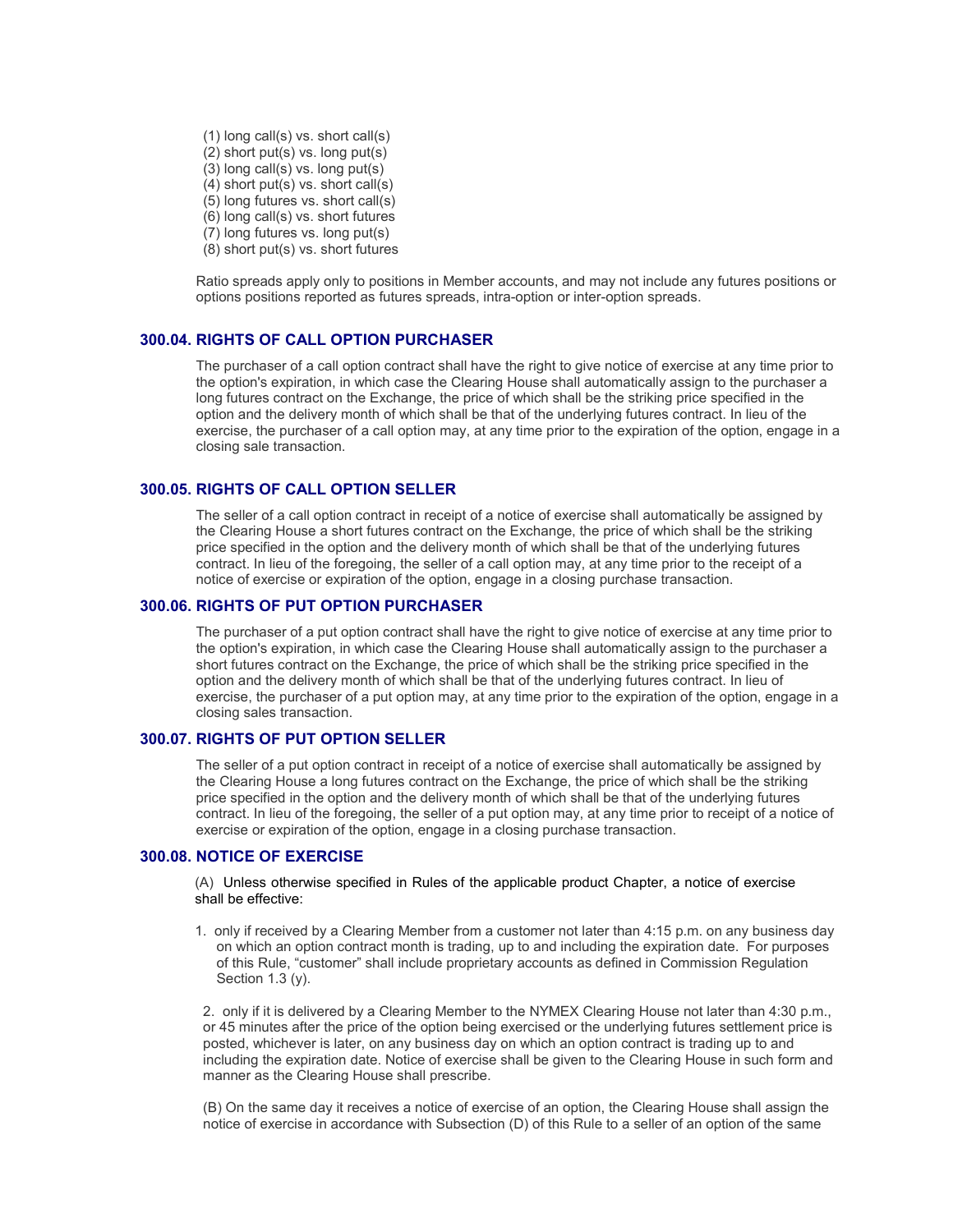(1) long call(s) vs. short call(s)
(2) short put(s) vs. long put(s)
(3) long call(s) vs. long put(s)
(4) short put(s) vs. short call(s)
(5) long futures vs. short call(s)
(6) long call(s) vs. short futures
(7) long futures vs. long put(s)
(8) short put(s) vs. short futures

Ratio spreads apply only to positions in Member accounts, and may not include any futures positions or options positions reported as futures spreads, intra-option or inter-option spreads.

### 300.04. RIGHTS OF CALL OPTION PURCHASER

The purchaser of a call option contract shall have the right to give notice of exercise at any time prior to the option's expiration, in which case the Clearing House shall automatically assign to the purchaser a long futures contract on the Exchange, the price of which shall be the striking price specified in the option and the delivery month of which shall be that of the underlying futures contract. In lieu of the exercise, the purchaser of a call option may, at any time prior to the expiration of the option, engage in a closing sale transaction.

### 300.05. RIGHTS OF CALL OPTION SELLER

The seller of a call option contract in receipt of a notice of exercise shall automatically be assigned by the Clearing House a short futures contract on the Exchange, the price of which shall be the striking price specified in the option and the delivery month of which shall be that of the underlying futures contract. In lieu of the foregoing, the seller of a call option may, at any time prior to the receipt of a notice of exercise or expiration of the option, engage in a closing purchase transaction.

### 300.06. RIGHTS OF PUT OPTION PURCHASER

The purchaser of a put option contract shall have the right to give notice of exercise at any time prior to the option's expiration, in which case the Clearing House shall automatically assign to the purchaser a short futures contract on the Exchange, the price of which shall be the striking price specified in the option and the delivery month of which shall be that of the underlying futures contract. In lieu of exercise, the purchaser of a put option may, at any time prior to the expiration of the option, engage in a closing sales transaction.

### 300.07. RIGHTS OF PUT OPTION SELLER

The seller of a put option contract in receipt of a notice of exercise shall automatically be assigned by the Clearing House a long futures contract on the Exchange, the price of which shall be the striking price specified in the option and the delivery month of which shall be that of the underlying futures contract. In lieu of the foregoing, the seller of a put option may, at any time prior to receipt of a notice of exercise or expiration of the option, engage in a closing purchase transaction.

### 300.08. NOTICE OF EXERCISE

(A) Unless otherwise specified in Rules of the applicable product Chapter, a notice of exercise shall be effective:

1. only if received by a Clearing Member from a customer not later than 4:15 p.m. on any business day on which an option contract month is trading, up to and including the expiration date. For purposes of this Rule, "customer" shall include proprietary accounts as defined in Commission Regulation Section 1.3 (y).

2. only if it is delivered by a Clearing Member to the NYMEX Clearing House not later than 4:30 p.m., or 45 minutes after the price of the option being exercised or the underlying futures settlement price is posted, whichever is later, on any business day on which an option contract is trading up to and including the expiration date. Notice of exercise shall be given to the Clearing House in such form and manner as the Clearing House shall prescribe.

(B) On the same day it receives a notice of exercise of an option, the Clearing House shall assign the notice of exercise in accordance with Subsection (D) of this Rule to a seller of an option of the same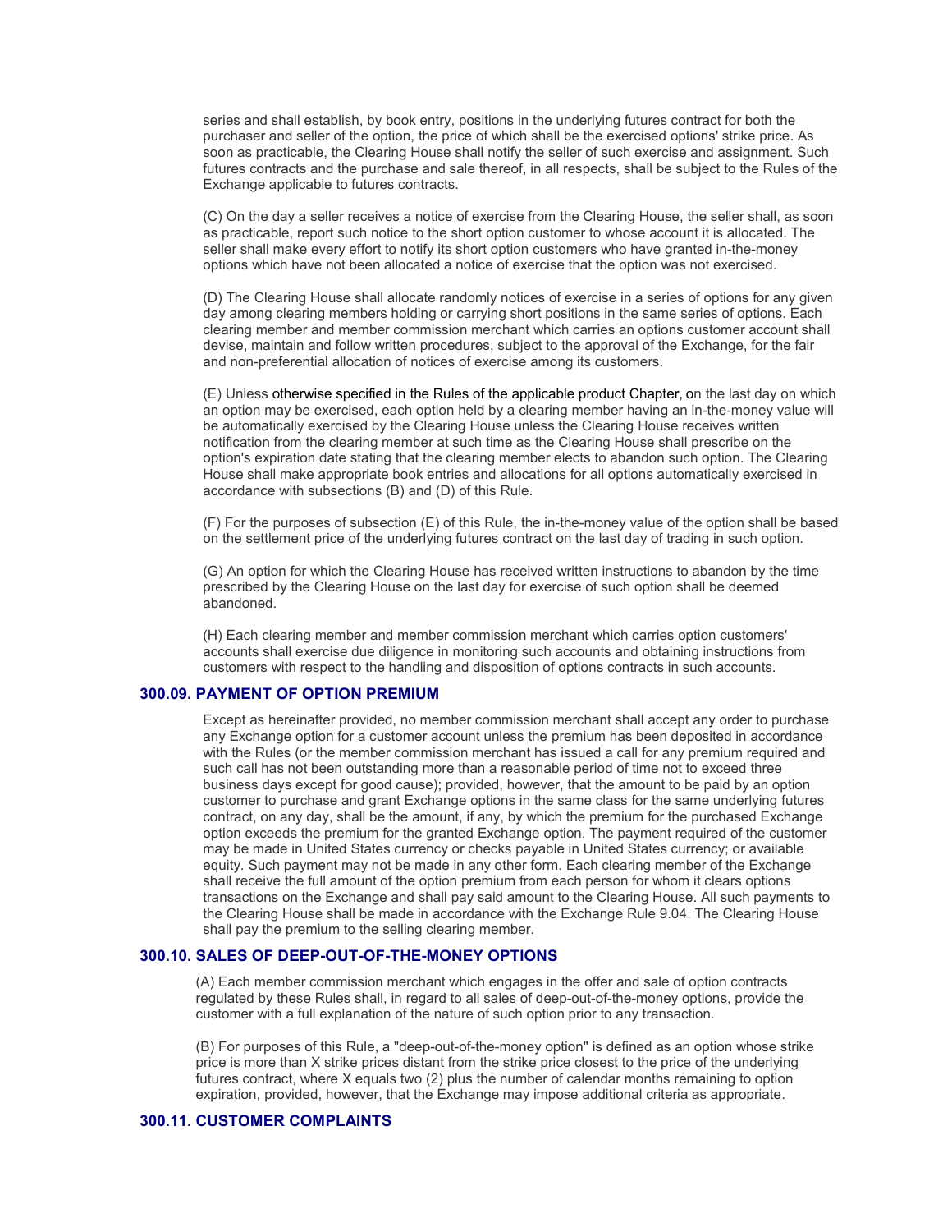series and shall establish, by book entry, positions in the underlying futures contract for both the purchaser and seller of the option, the price of which shall be the exercised options' strike price. As soon as practicable, the Clearing House shall notify the seller of such exercise and assignment. Such futures contracts and the purchase and sale thereof, in all respects, shall be subject to the Rules of the Exchange applicable to futures contracts.

(C) On the day a seller receives a notice of exercise from the Clearing House, the seller shall, as soon as practicable, report such notice to the short option customer to whose account it is allocated. The seller shall make every effort to notify its short option customers who have granted in-the-money options which have not been allocated a notice of exercise that the option was not exercised.

(D) The Clearing House shall allocate randomly notices of exercise in a series of options for any given day among clearing members holding or carrying short positions in the same series of options. Each clearing member and member commission merchant which carries an options customer account shall devise, maintain and follow written procedures, subject to the approval of the Exchange, for the fair and non-preferential allocation of notices of exercise among its customers.

(E) Unless otherwise specified in the Rules of the applicable product Chapter, on the last day on which an option may be exercised, each option held by a clearing member having an in-the-money value will be automatically exercised by the Clearing House unless the Clearing House receives written notification from the clearing member at such time as the Clearing House shall prescribe on the option's expiration date stating that the clearing member elects to abandon such option. The Clearing House shall make appropriate book entries and allocations for all options automatically exercised in accordance with subsections (B) and (D) of this Rule.

(F) For the purposes of subsection (E) of this Rule, the in-the-money value of the option shall be based on the settlement price of the underlying futures contract on the last day of trading in such option.

(G) An option for which the Clearing House has received written instructions to abandon by the time prescribed by the Clearing House on the last day for exercise of such option shall be deemed abandoned.

(H) Each clearing member and member commission merchant which carries option customers' accounts shall exercise due diligence in monitoring such accounts and obtaining instructions from customers with respect to the handling and disposition of options contracts in such accounts.

### 300.09. PAYMENT OF OPTION PREMIUM

Except as hereinafter provided, no member commission merchant shall accept any order to purchase any Exchange option for a customer account unless the premium has been deposited in accordance with the Rules (or the member commission merchant has issued a call for any premium required and such call has not been outstanding more than a reasonable period of time not to exceed three business days except for good cause); provided, however, that the amount to be paid by an option customer to purchase and grant Exchange options in the same class for the same underlying futures contract, on any day, shall be the amount, if any, by which the premium for the purchased Exchange option exceeds the premium for the granted Exchange option. The payment required of the customer may be made in United States currency or checks payable in United States currency; or available equity. Such payment may not be made in any other form. Each clearing member of the Exchange shall receive the full amount of the option premium from each person for whom it clears options transactions on the Exchange and shall pay said amount to the Clearing House. All such payments to the Clearing House shall be made in accordance with the Exchange Rule 9.04. The Clearing House shall pay the premium to the selling clearing member.

### 300.10. SALES OF DEEP-OUT-OF-THE-MONEY OPTIONS

(A) Each member commission merchant which engages in the offer and sale of option contracts regulated by these Rules shall, in regard to all sales of deep-out-of-the-money options, provide the customer with a full explanation of the nature of such option prior to any transaction.

(B) For purposes of this Rule, a "deep-out-of-the-money option" is defined as an option whose strike price is more than X strike prices distant from the strike price closest to the price of the underlying futures contract, where X equals two (2) plus the number of calendar months remaining to option expiration, provided, however, that the Exchange may impose additional criteria as appropriate.

### 300.11. CUSTOMER COMPLAINTS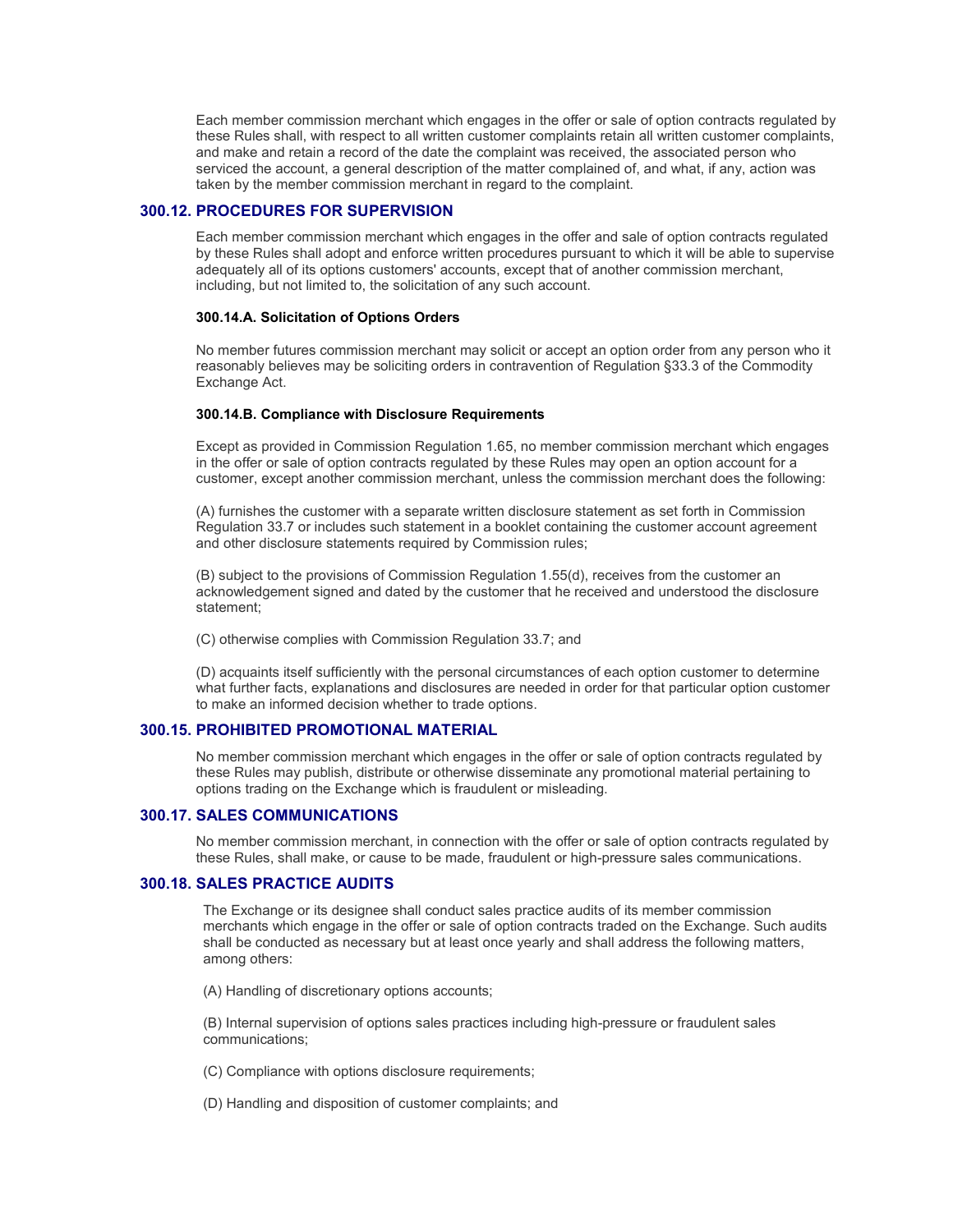Each member commission merchant which engages in the offer or sale of option contracts regulated by these Rules shall, with respect to all written customer complaints retain all written customer complaints, and make and retain a record of the date the complaint was received, the associated person who serviced the account, a general description of the matter complained of, and what, if any, action was taken by the member commission merchant in regard to the complaint.

### 300.12. PROCEDURES FOR SUPERVISION

Each member commission merchant which engages in the offer and sale of option contracts regulated by these Rules shall adopt and enforce written procedures pursuant to which it will be able to supervise adequately all of its options customers' accounts, except that of another commission merchant, including, but not limited to, the solicitation of any such account.

#### 300.14.A. Solicitation of Options Orders

No member futures commission merchant may solicit or accept an option order from any person who it reasonably believes may be soliciting orders in contravention of Regulation §33.3 of the Commodity Exchange Act.

#### 300.14.B. Compliance with Disclosure Requirements

Except as provided in Commission Regulation 1.65, no member commission merchant which engages in the offer or sale of option contracts regulated by these Rules may open an option account for a customer, except another commission merchant, unless the commission merchant does the following:

(A) furnishes the customer with a separate written disclosure statement as set forth in Commission Regulation 33.7 or includes such statement in a booklet containing the customer account agreement and other disclosure statements required by Commission rules;

(B) subject to the provisions of Commission Regulation 1.55(d), receives from the customer an acknowledgement signed and dated by the customer that he received and understood the disclosure statement;

(C) otherwise complies with Commission Regulation 33.7; and

(D) acquaints itself sufficiently with the personal circumstances of each option customer to determine what further facts, explanations and disclosures are needed in order for that particular option customer to make an informed decision whether to trade options.

### 300.15. PROHIBITED PROMOTIONAL MATERIAL

No member commission merchant which engages in the offer or sale of option contracts regulated by these Rules may publish, distribute or otherwise disseminate any promotional material pertaining to options trading on the Exchange which is fraudulent or misleading.

### 300.17. SALES COMMUNICATIONS

No member commission merchant, in connection with the offer or sale of option contracts regulated by these Rules, shall make, or cause to be made, fraudulent or high-pressure sales communications.

### 300.18. SALES PRACTICE AUDITS

The Exchange or its designee shall conduct sales practice audits of its member commission merchants which engage in the offer or sale of option contracts traded on the Exchange. Such audits shall be conducted as necessary but at least once yearly and shall address the following matters, among others:

(A) Handling of discretionary options accounts;

(B) Internal supervision of options sales practices including high-pressure or fraudulent sales communications;

(C) Compliance with options disclosure requirements;

(D) Handling and disposition of customer complaints; and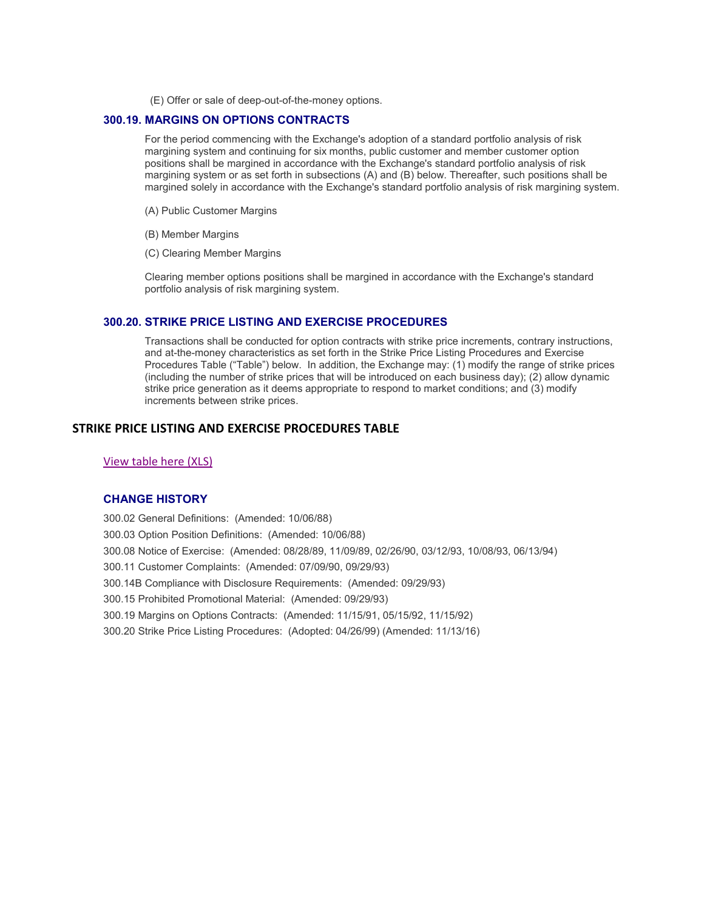(E) Offer or sale of deep-out-of-the-money options.

### 300.19. MARGINS ON OPTIONS CONTRACTS

For the period commencing with the Exchange's adoption of a standard portfolio analysis of risk margining system and continuing for six months, public customer and member customer option positions shall be margined in accordance with the Exchange's standard portfolio analysis of risk margining system or as set forth in subsections (A) and (B) below. Thereafter, such positions shall be margined solely in accordance with the Exchange's standard portfolio analysis of risk margining system.

(A) Public Customer Margins

(B) Member Margins

(C) Clearing Member Margins

Clearing member options positions shall be margined in accordance with the Exchange's standard portfolio analysis of risk margining system.

### 300.20. STRIKE PRICE LISTING AND EXERCISE PROCEDURES

Transactions shall be conducted for option contracts with strike price increments, contrary instructions, and at-the-money characteristics as set forth in the Strike Price Listing Procedures and Exercise Procedures Table ("Table") below. In addition, the Exchange may: (1) modify the range of strike prices (including the number of strike prices that will be introduced on each business day); (2) allow dynamic strike price generation as it deems appropriate to respond to market conditions; and (3) modify increments between strike prices.

## STRIKE PRICE LISTING AND EXERCISE PROCEDURES TABLE

View table here (XLS)

### CHANGE HISTORY

300.02 General Definitions: (Amended: 10/06/88)

300.03 Option Position Definitions: (Amended: 10/06/88)

300.08 Notice of Exercise: (Amended: 08/28/89, 11/09/89, 02/26/90, 03/12/93, 10/08/93, 06/13/94)

300.11 Customer Complaints: (Amended: 07/09/90, 09/29/93)

300.14B Compliance with Disclosure Requirements: (Amended: 09/29/93)

300.15 Prohibited Promotional Material: (Amended: 09/29/93)

300.19 Margins on Options Contracts: (Amended: 11/15/91, 05/15/92, 11/15/92)

300.20 Strike Price Listing Procedures: (Adopted: 04/26/99) (Amended: 11/13/16)